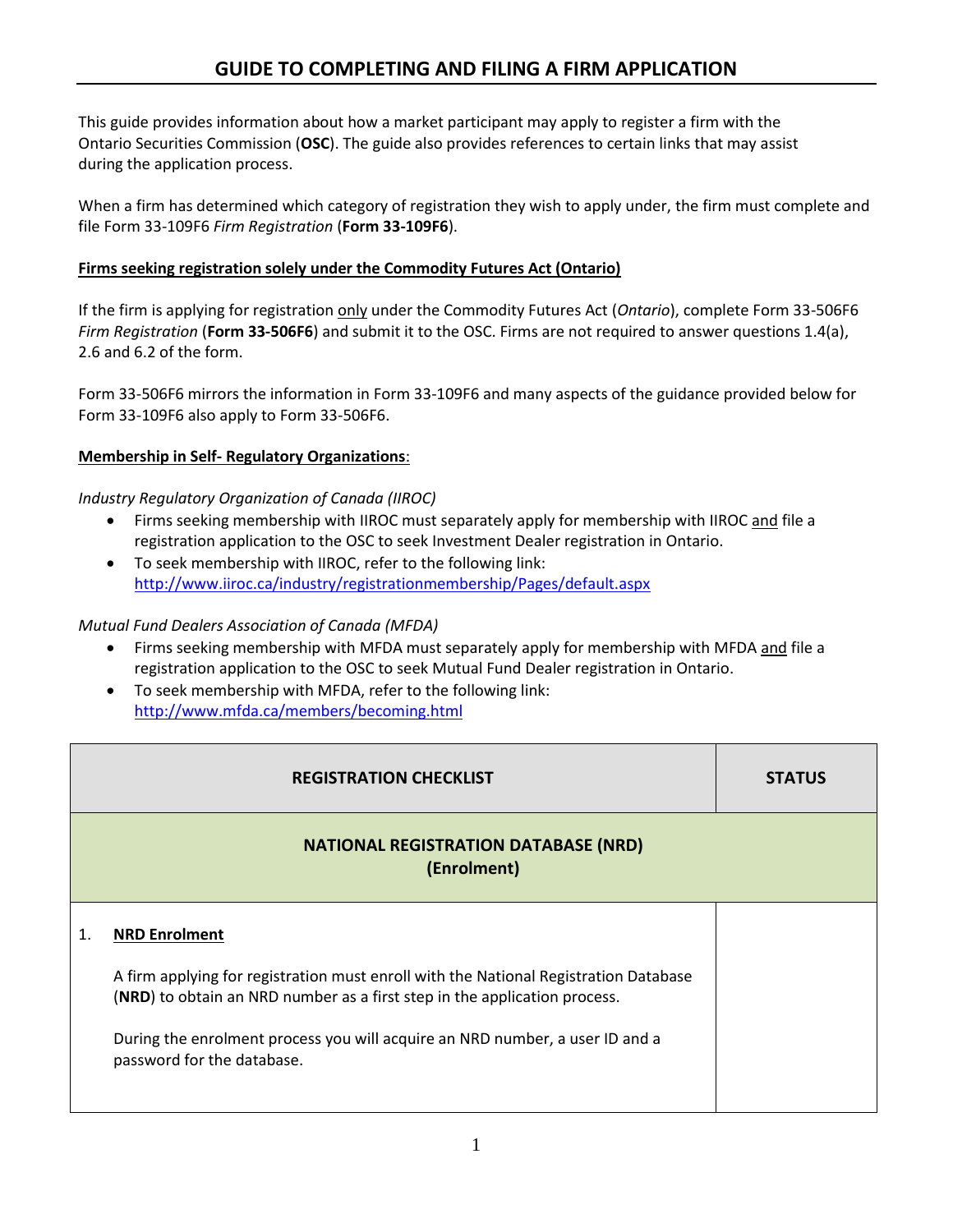# GUIDE TO COMPLETING AND FILING A FIRM APPLICATION

This guide provides information about how a market participant may apply to register a firm with the Ontario Securities Commission (**OSC**). The guide also provides references to certain links that may assist during the application process.

When a firm has determined which category of registration they wish to apply under, the firm must complete and file Form 33-109F6 *Firm Registration* (**Form 33-109F6**).

**Firms seeking registration solely under the Commodity Futures Act (Ontario)**

If the firm is applying for registration only under the Commodity Futures Act (*Ontario*), complete Form 33-506F6 *Firm Registration* (**Form 33-506F6**) and submit it to the OSC. Firms are not required to answer questions 1.4(a), 2.6 and 6.2 of the form.

Form 33-506F6 mirrors the information in Form 33-109F6 and many aspects of the guidance provided below for Form 33-109F6 also apply to Form 33-506F6.

**Membership in Self- Regulatory Organizations**:

*Industry Regulatory Organization of Canada (IIROC)*

- Firms seeking membership with IIROC must separately apply for membership with IIROC and file a registration application to the OSC to seek Investment Dealer registration in Ontario.
- To seek membership with IIROC, refer to the following link: http://www.iiroc.ca/industry/registrationmembership/Pages/default.aspx

*Mutual Fund Dealers Association of Canada (MFDA)*

- Firms seeking membership with MFDA must separately apply for membership with MFDA and file a registration application to the OSC to seek Mutual Fund Dealer registration in Ontario.
- To seek membership with MFDA, refer to the following link: http://www.mfda.ca/members/becoming.html

| REGISTRATION CHECKLIST | STATUS |
|---|---|
| **NATIONAL REGISTRATION DATABASE (NRD) (Enrolment)** | |
| 1. **NRD Enrolment**<br><br>A firm applying for registration must enroll with the National Registration Database (**NRD**) to obtain an NRD number as a first step in the application process.<br><br>During the enrolment process you will acquire an NRD number, a user ID and a password for the database. | |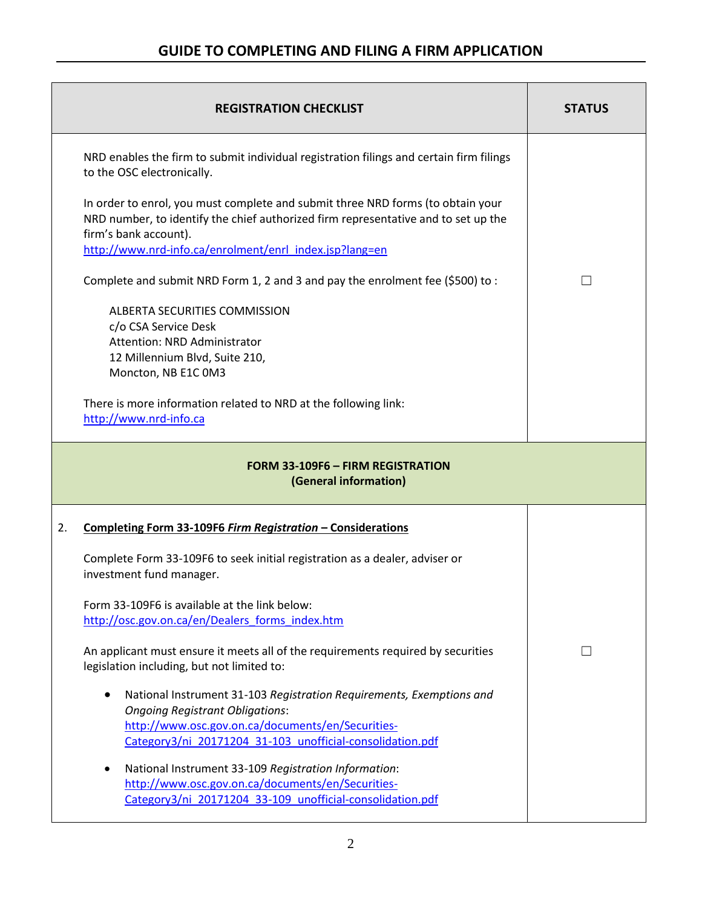## GUIDE TO COMPLETING AND FILING A FIRM APPLICATION

| REGISTRATION CHECKLIST | STATUS |
|---|---|
| NRD enables the firm to submit individual registration filings and certain firm filings to the OSC electronically.<br><br>In order to enrol, you must complete and submit three NRD forms (to obtain your NRD number, to identify the chief authorized firm representative and to set up the firm's bank account).<br>http://www.nrd-info.ca/enrolment/enrl_index.jsp?lang=en<br><br>Complete and submit NRD Form 1, 2 and 3 and pay the enrolment fee ($500) to :<br><br>ALBERTA SECURITIES COMMISSION<br>c/o CSA Service Desk<br>Attention: NRD Administrator<br>12 Millennium Blvd, Suite 210,<br>Moncton, NB E1C 0M3<br><br>There is more information related to NRD at the following link:<br>http://www.nrd-info.ca | ☐ |
| **FORM 33-109F6 – FIRM REGISTRATION (General information)** | |
| 2. **Completing Form 33-109F6 *Firm Registration* – Considerations**<br><br>Complete Form 33-109F6 to seek initial registration as a dealer, adviser or investment fund manager.<br><br>Form 33-109F6 is available at the link below:<br>http://osc.gov.on.ca/en/Dealers_forms_index.htm<br><br>An applicant must ensure it meets all of the requirements required by securities legislation including, but not limited to:<br><br>• National Instrument 31-103 *Registration Requirements, Exemptions and Ongoing Registrant Obligations*:<br>http://www.osc.gov.on.ca/documents/en/Securities-Category3/ni_20171204_31-103_unofficial-consolidation.pdf<br><br>• National Instrument 33-109 *Registration Information*:<br>http://www.osc.gov.on.ca/documents/en/Securities-Category3/ni_20171204_33-109_unofficial-consolidation.pdf | ☐ |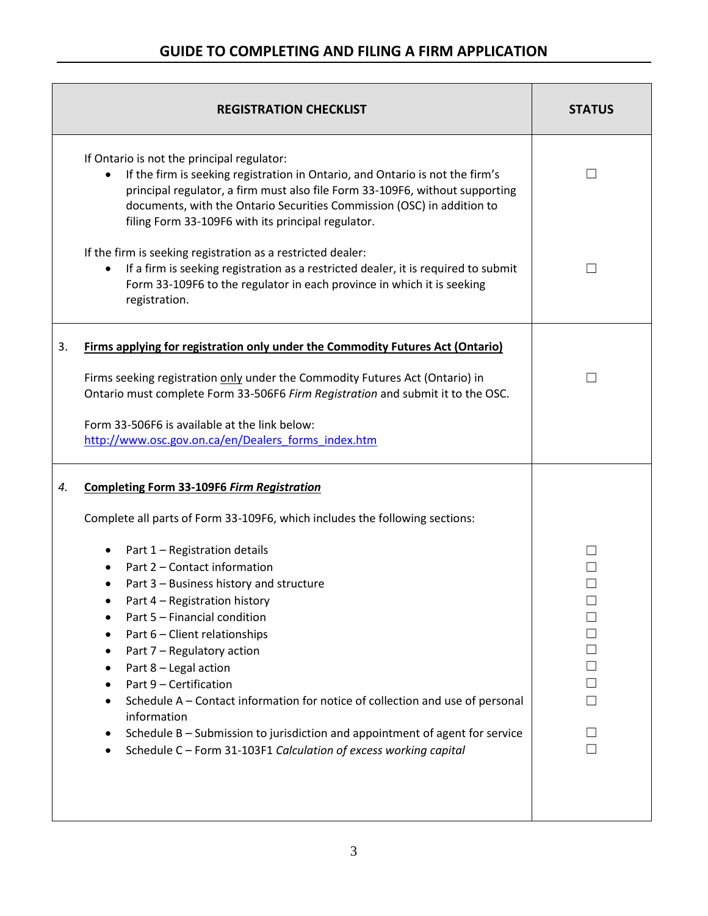## GUIDE TO COMPLETING AND FILING A FIRM APPLICATION

| REGISTRATION CHECKLIST | STATUS |
|---|---|
| If Ontario is not the principal regulator:<br>• If the firm is seeking registration in Ontario, and Ontario is not the firm's principal regulator, a firm must also file Form 33-109F6, without supporting documents, with the Ontario Securities Commission (OSC) in addition to filing Form 33-109F6 with its principal regulator. | ☐ |
| If the firm is seeking registration as a restricted dealer:<br>• If a firm is seeking registration as a restricted dealer, it is required to submit Form 33-109F6 to the regulator in each province in which it is seeking registration. | ☐ |
| 3. **Firms applying for registration only under the Commodity Futures Act (Ontario)**<br><br>Firms seeking registration only under the Commodity Futures Act (Ontario) in Ontario must complete Form 33-506F6 *Firm Registration* and submit it to the OSC.<br><br>Form 33-506F6 is available at the link below:<br>http://www.osc.gov.on.ca/en/Dealers_forms_index.htm | ☐ |
| *4.* **Completing Form 33-109F6 *Firm Registration***<br><br>Complete all parts of Form 33-109F6, which includes the following sections: | |
| • Part 1 – Registration details | ☐ |
| • Part 2 – Contact information | ☐ |
| • Part 3 – Business history and structure | ☐ |
| • Part 4 – Registration history | ☐ |
| • Part 5 – Financial condition | ☐ |
| • Part 6 – Client relationships | ☐ |
| • Part 7 – Regulatory action | ☐ |
| • Part 8 – Legal action | ☐ |
| • Part 9 – Certification | ☐ |
| • Schedule A – Contact information for notice of collection and use of personal information | ☐ |
| • Schedule B – Submission to jurisdiction and appointment of agent for service | ☐ |
| • Schedule C – Form 31-103F1 *Calculation of excess working capital* | ☐ |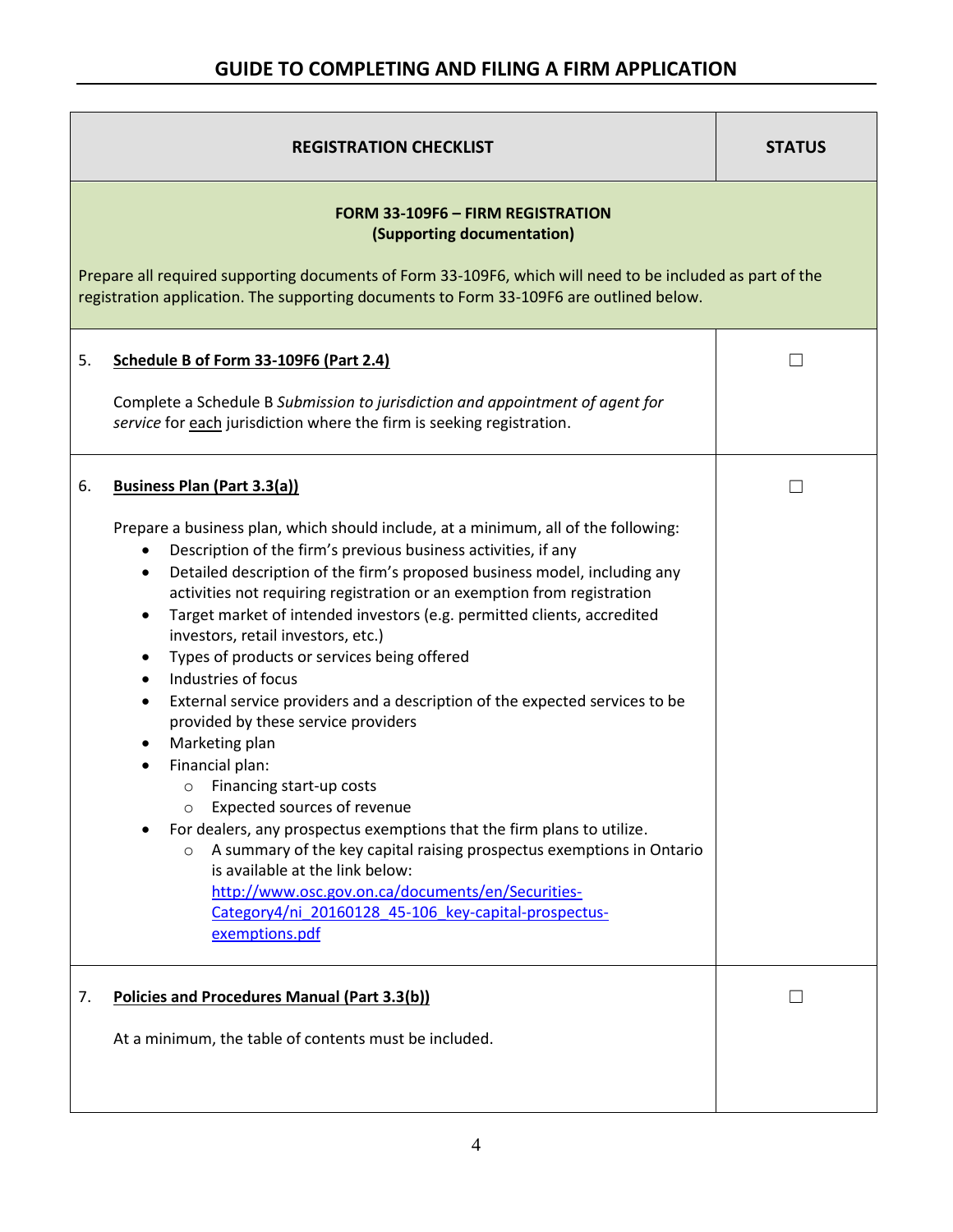## GUIDE TO COMPLETING AND FILING A FIRM APPLICATION

| REGISTRATION CHECKLIST | STATUS |
|---|---|
| **FORM 33-109F6 – FIRM REGISTRATION (Supporting documentation)**<br><br>Prepare all required supporting documents of Form 33-109F6, which will need to be included as part of the registration application. The supporting documents to Form 33-109F6 are outlined below. | |
| 5. **Schedule B of Form 33-109F6 (Part 2.4)**<br><br>Complete a Schedule B *Submission to jurisdiction and appointment of agent for service* for each jurisdiction where the firm is seeking registration. | ☐ |
| 6. **Business Plan (Part 3.3(a))**<br><br>Prepare a business plan, which should include, at a minimum, all of the following:<br>• Description of the firm's previous business activities, if any<br>• Detailed description of the firm's proposed business model, including any activities not requiring registration or an exemption from registration<br>• Target market of intended investors (e.g. permitted clients, accredited investors, retail investors, etc.)<br>• Types of products or services being offered<br>• Industries of focus<br>• External service providers and a description of the expected services to be provided by these service providers<br>• Marketing plan<br>• Financial plan:<br>  ○ Financing start-up costs<br>  ○ Expected sources of revenue<br>• For dealers, any prospectus exemptions that the firm plans to utilize.<br>  ○ A summary of the key capital raising prospectus exemptions in Ontario is available at the link below: http://www.osc.gov.on.ca/documents/en/Securities-Category4/ni_20160128_45-106_key-capital-prospectus-exemptions.pdf | ☐ |
| 7. **Policies and Procedures Manual (Part 3.3(b))**<br><br>At a minimum, the table of contents must be included. | ☐ |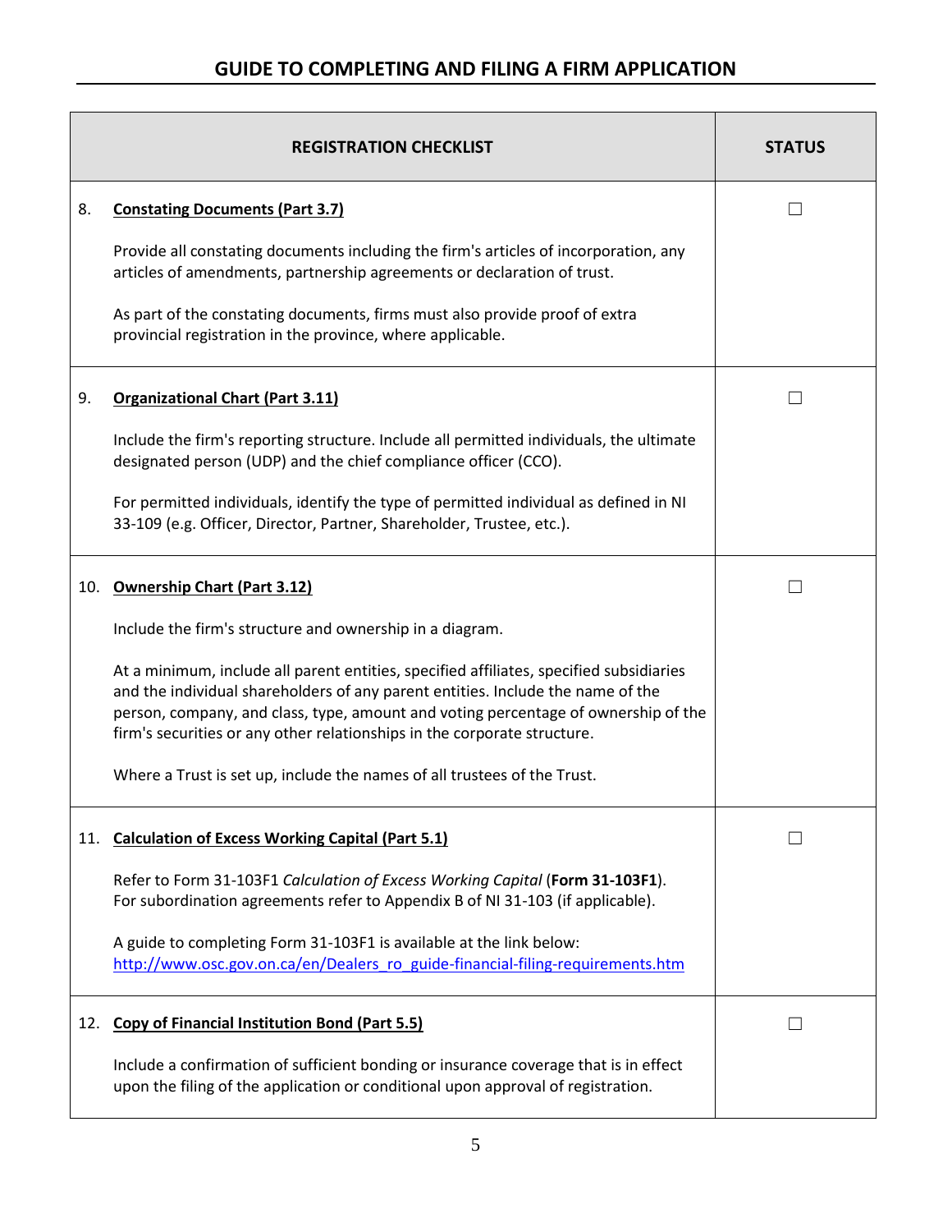## GUIDE TO COMPLETING AND FILING A FIRM APPLICATION

| REGISTRATION CHECKLIST | STATUS |
|---|---|
| 8. **Constating Documents (Part 3.7)**<br><br>Provide all constating documents including the firm's articles of incorporation, any articles of amendments, partnership agreements or declaration of trust.<br><br>As part of the constating documents, firms must also provide proof of extra provincial registration in the province, where applicable. | ☐ |
| 9. **Organizational Chart (Part 3.11)**<br><br>Include the firm's reporting structure. Include all permitted individuals, the ultimate designated person (UDP) and the chief compliance officer (CCO).<br><br>For permitted individuals, identify the type of permitted individual as defined in NI 33-109 (e.g. Officer, Director, Partner, Shareholder, Trustee, etc.). | ☐ |
| 10. **Ownership Chart (Part 3.12)**<br><br>Include the firm's structure and ownership in a diagram.<br><br>At a minimum, include all parent entities, specified affiliates, specified subsidiaries and the individual shareholders of any parent entities. Include the name of the person, company, and class, type, amount and voting percentage of ownership of the firm's securities or any other relationships in the corporate structure.<br><br>Where a Trust is set up, include the names of all trustees of the Trust. | ☐ |
| 11. **Calculation of Excess Working Capital (Part 5.1)**<br><br>Refer to Form 31-103F1 *Calculation of Excess Working Capital* (**Form 31-103F1**). For subordination agreements refer to Appendix B of NI 31-103 (if applicable).<br><br>A guide to completing Form 31-103F1 is available at the link below:<br>http://www.osc.gov.on.ca/en/Dealers_ro_guide-financial-filing-requirements.htm | ☐ |
| 12. **Copy of Financial Institution Bond (Part 5.5)**<br><br>Include a confirmation of sufficient bonding or insurance coverage that is in effect upon the filing of the application or conditional upon approval of registration. | ☐ |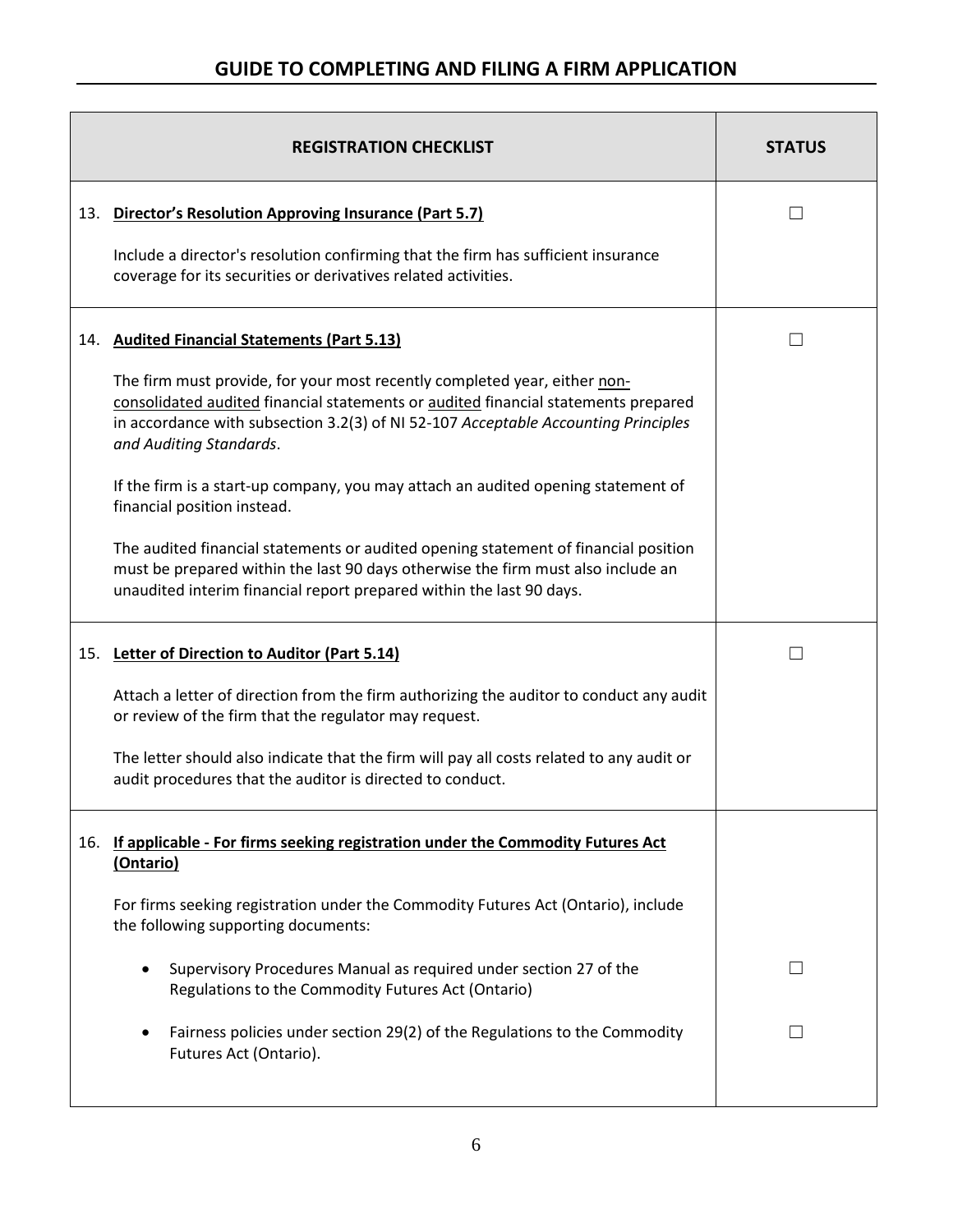## GUIDE TO COMPLETING AND FILING A FIRM APPLICATION

| REGISTRATION CHECKLIST | STATUS |
|---|---|
| 13. **Director's Resolution Approving Insurance (Part 5.7)**<br><br>Include a director's resolution confirming that the firm has sufficient insurance coverage for its securities or derivatives related activities. | ☐ |
| 14. **Audited Financial Statements (Part 5.13)**<br><br>The firm must provide, for your most recently completed year, either non-consolidated audited financial statements or audited financial statements prepared in accordance with subsection 3.2(3) of NI 52-107 *Acceptable Accounting Principles and Auditing Standards*.<br><br>If the firm is a start-up company, you may attach an audited opening statement of financial position instead.<br><br>The audited financial statements or audited opening statement of financial position must be prepared within the last 90 days otherwise the firm must also include an unaudited interim financial report prepared within the last 90 days. | ☐ |
| 15. **Letter of Direction to Auditor (Part 5.14)**<br><br>Attach a letter of direction from the firm authorizing the auditor to conduct any audit or review of the firm that the regulator may request.<br><br>The letter should also indicate that the firm will pay all costs related to any audit or audit procedures that the auditor is directed to conduct. | ☐ |
| 16. **If applicable - For firms seeking registration under the Commodity Futures Act (Ontario)**<br><br>For firms seeking registration under the Commodity Futures Act (Ontario), include the following supporting documents: | |
| • Supervisory Procedures Manual as required under section 27 of the Regulations to the Commodity Futures Act (Ontario) | ☐ |
| • Fairness policies under section 29(2) of the Regulations to the Commodity Futures Act (Ontario). | ☐ |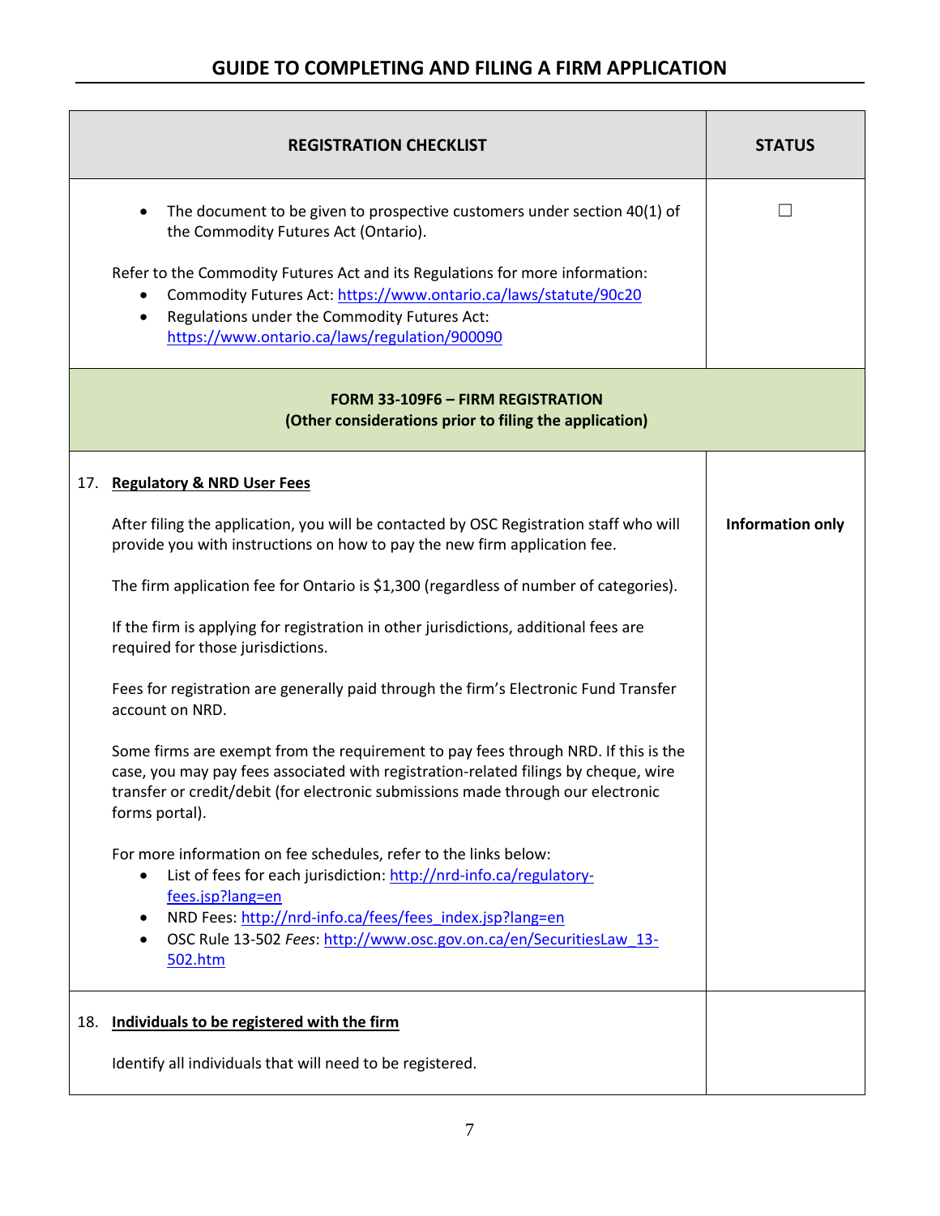| REGISTRATION CHECKLIST | STATUS |
|---|---|
| • The document to be given to prospective customers under section 40(1) of the Commodity Futures Act (Ontario).<br><br>Refer to the Commodity Futures Act and its Regulations for more information:<br>• Commodity Futures Act: https://www.ontario.ca/laws/statute/90c20<br>• Regulations under the Commodity Futures Act: https://www.ontario.ca/laws/regulation/900090 | ☐ |
| **FORM 33-109F6 – FIRM REGISTRATION**<br>**(Other considerations prior to filing the application)** | |
| 17. **Regulatory & NRD User Fees**<br><br>After filing the application, you will be contacted by OSC Registration staff who will provide you with instructions on how to pay the new firm application fee.<br><br>The firm application fee for Ontario is $1,300 (regardless of number of categories).<br><br>If the firm is applying for registration in other jurisdictions, additional fees are required for those jurisdictions.<br><br>Fees for registration are generally paid through the firm's Electronic Fund Transfer account on NRD.<br><br>Some firms are exempt from the requirement to pay fees through NRD. If this is the case, you may pay fees associated with registration-related filings by cheque, wire transfer or credit/debit (for electronic submissions made through our electronic forms portal).<br><br>For more information on fee schedules, refer to the links below:<br>• List of fees for each jurisdiction: http://nrd-info.ca/regulatory-fees.jsp?lang=en<br>• NRD Fees: http://nrd-info.ca/fees/fees_index.jsp?lang=en<br>• OSC Rule 13-502 *Fees*: http://www.osc.gov.on.ca/en/SecuritiesLaw_13-502.htm | **Information only** |
| 18. **Individuals to be registered with the firm**<br><br>Identify all individuals that will need to be registered. | |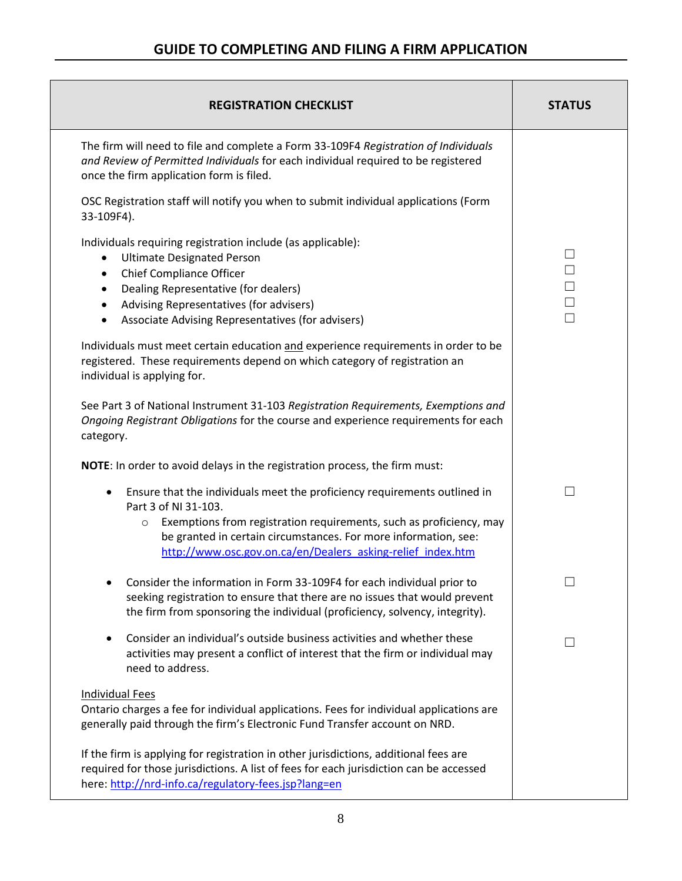## GUIDE TO COMPLETING AND FILING A FIRM APPLICATION

| REGISTRATION CHECKLIST | STATUS |
| --- | --- |
| The firm will need to file and complete a Form 33-109F4 *Registration of Individuals and Review of Permitted Individuals* for each individual required to be registered once the firm application form is filed. | |
| OSC Registration staff will notify you when to submit individual applications (Form 33-109F4). | |
| Individuals requiring registration include (as applicable): | |
| • Ultimate Designated Person | ☐ |
| • Chief Compliance Officer | ☐ |
| • Dealing Representative (for dealers) | ☐ |
| • Advising Representatives (for advisers) | ☐ |
| • Associate Advising Representatives (for advisers) | ☐ |
| Individuals must meet certain education <u>and</u> experience requirements in order to be registered. These requirements depend on which category of registration an individual is applying for. | |
| See Part 3 of National Instrument 31-103 *Registration Requirements, Exemptions and Ongoing Registrant Obligations* for the course and experience requirements for each category. | |
| **NOTE**: In order to avoid delays in the registration process, the firm must: | |
| • Ensure that the individuals meet the proficiency requirements outlined in Part 3 of NI 31-103.<br>  ○ Exemptions from registration requirements, such as proficiency, may be granted in certain circumstances. For more information, see: [http://www.osc.gov.on.ca/en/Dealers_asking-relief_index.htm](http://www.osc.gov.on.ca/en/Dealers_asking-relief_index.htm) | ☐ |
| • Consider the information in Form 33-109F4 for each individual prior to seeking registration to ensure that there are no issues that would prevent the firm from sponsoring the individual (proficiency, solvency, integrity). | ☐ |
| • Consider an individual's outside business activities and whether these activities may present a conflict of interest that the firm or individual may need to address. | ☐ |
| <u>Individual Fees</u><br>Ontario charges a fee for individual applications. Fees for individual applications are generally paid through the firm's Electronic Fund Transfer account on NRD. | |
| If the firm is applying for registration in other jurisdictions, additional fees are required for those jurisdictions. A list of fees for each jurisdiction can be accessed here: [http://nrd-info.ca/regulatory-fees.jsp?lang=en](http://nrd-info.ca/regulatory-fees.jsp?lang=en) | |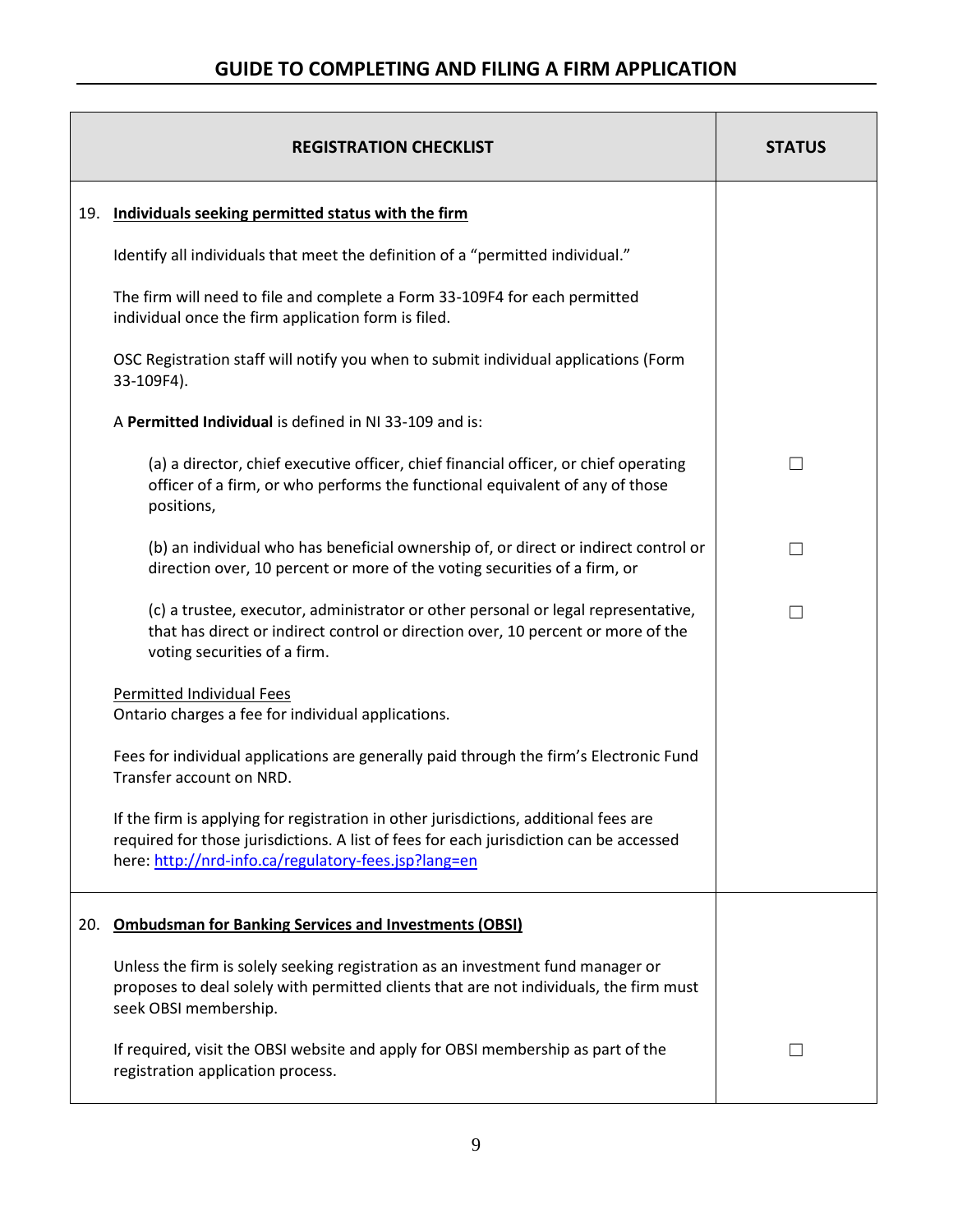## GUIDE TO COMPLETING AND FILING A FIRM APPLICATION

| REGISTRATION CHECKLIST | STATUS |
|---|---|
| 19. **Individuals seeking permitted status with the firm** | |
| Identify all individuals that meet the definition of a "permitted individual." | |
| The firm will need to file and complete a Form 33-109F4 for each permitted individual once the firm application form is filed. | |
| OSC Registration staff will notify you when to submit individual applications (Form 33-109F4). | |
| A **Permitted Individual** is defined in NI 33-109 and is: | |
| (a) a director, chief executive officer, chief financial officer, or chief operating officer of a firm, or who performs the functional equivalent of any of those positions, | ☐ |
| (b) an individual who has beneficial ownership of, or direct or indirect control or direction over, 10 percent or more of the voting securities of a firm, or | ☐ |
| (c) a trustee, executor, administrator or other personal or legal representative, that has direct or indirect control or direction over, 10 percent or more of the voting securities of a firm. | ☐ |
| Permitted Individual Fees<br>Ontario charges a fee for individual applications. | |
| Fees for individual applications are generally paid through the firm's Electronic Fund Transfer account on NRD. | |
| If the firm is applying for registration in other jurisdictions, additional fees are required for those jurisdictions. A list of fees for each jurisdiction can be accessed here: http://nrd-info.ca/regulatory-fees.jsp?lang=en | |
| 20. **Ombudsman for Banking Services and Investments (OBSI)** | |
| Unless the firm is solely seeking registration as an investment fund manager or proposes to deal solely with permitted clients that are not individuals, the firm must seek OBSI membership. | |
| If required, visit the OBSI website and apply for OBSI membership as part of the registration application process. | ☐ |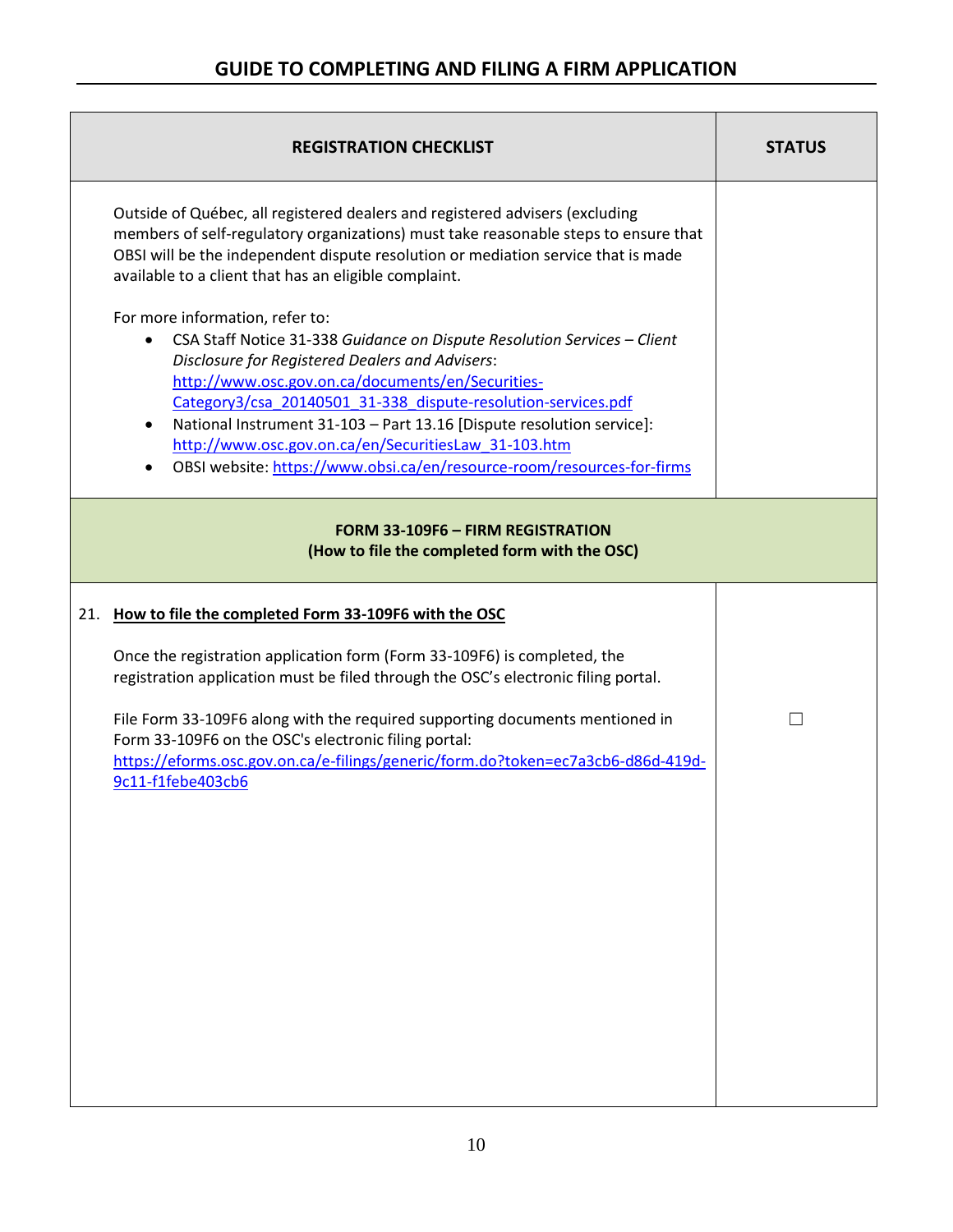| REGISTRATION CHECKLIST | STATUS |
|---|---|
| Outside of Québec, all registered dealers and registered advisers (excluding members of self-regulatory organizations) must take reasonable steps to ensure that OBSI will be the independent dispute resolution or mediation service that is made available to a client that has an eligible complaint.<br><br>For more information, refer to:<br>• CSA Staff Notice 31-338 *Guidance on Dispute Resolution Services – Client Disclosure for Registered Dealers and Advisers*: http://www.osc.gov.on.ca/documents/en/Securities-Category3/csa_20140501_31-338_dispute-resolution-services.pdf<br>• National Instrument 31-103 – Part 13.16 [Dispute resolution service]: http://www.osc.gov.on.ca/en/SecuritiesLaw_31-103.htm<br>• OBSI website: https://www.obsi.ca/en/resource-room/resources-for-firms | |
| **FORM 33-109F6 – FIRM REGISTRATION**<br>**(How to file the completed form with the OSC)** | |
| 21. **How to file the completed Form 33-109F6 with the OSC**<br><br>Once the registration application form (Form 33-109F6) is completed, the registration application must be filed through the OSC's electronic filing portal.<br><br>File Form 33-109F6 along with the required supporting documents mentioned in Form 33-109F6 on the OSC's electronic filing portal: https://eforms.osc.gov.on.ca/e-filings/generic/form.do?token=ec7a3cb6-d86d-419d-9c11-f1febe403cb6 | ☐ |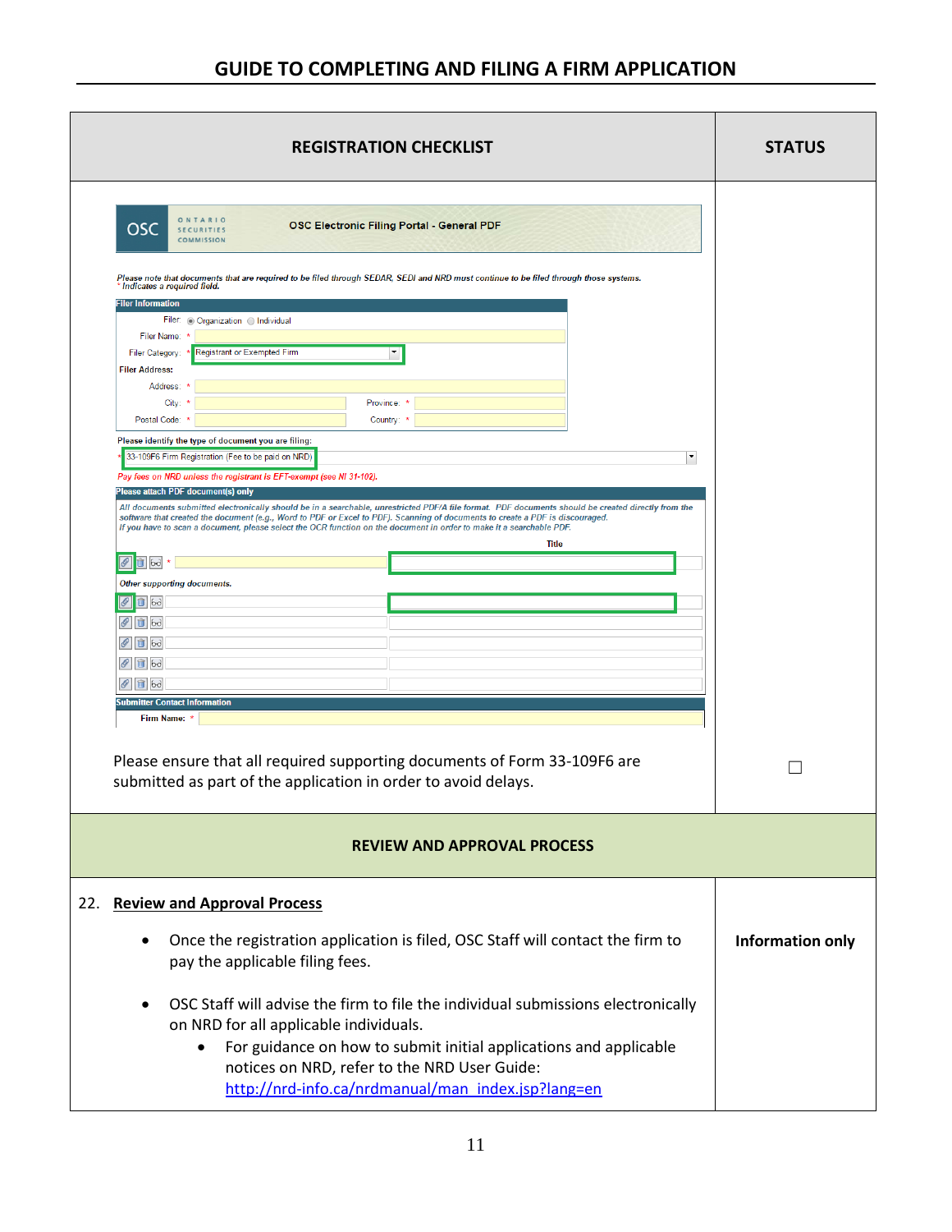| REGISTRATION CHECKLIST | STATUS |
|---|---|
| OSC ONTARIO SECURITIES COMMISSION — OSC Electronic Filing Portal - General PDF<br><br>*Please note that documents that are required to be filed through SEDAR, SEDI and NRD must continue to be filed through those systems.*<br>*\* Indicates a required field.*<br><br>**Filer Information**<br>Filer: Organization / Individual<br>Filer Name: *<br>Filer Category: * Registrant or Exempted Firm<br>**Filer Address:**<br>Address: *<br>City: * Province: *<br>Postal Code: * Country: *<br><br>**Please identify the type of document you are filing:**<br>* 33-109F6 Firm Registration (Fee to be paid on NRD)<br>*Pay fees on NRD unless the registrant is EFT-exempt (see NI 31-102).*<br><br>**Please attach PDF document(s) only**<br>*All documents submitted electronically should be in a searchable, unrestricted PDF/A file format. PDF documents should be created directly from the software that created the document (e.g., Word to PDF or Excel to PDF). Scanning of documents to create a PDF is discouraged. If you have to scan a document, please select the OCR function on the document in order to make it a searchable PDF.*<br>Title<br>*Other supporting documents.*<br><br>**Submitter Contact Information**<br>Firm Name: *<br><br>Please ensure that all required supporting documents of Form 33-109F6 are submitted as part of the application in order to avoid delays. | ☐ |
| **REVIEW AND APPROVAL PROCESS** | |
| 22. **Review and Approval Process**<br><br>• Once the registration application is filed, OSC Staff will contact the firm to pay the applicable filing fees.<br><br>• OSC Staff will advise the firm to file the individual submissions electronically on NRD for all applicable individuals.<br>&nbsp;&nbsp;&nbsp;&nbsp;• For guidance on how to submit initial applications and applicable notices on NRD, refer to the NRD User Guide: http://nrd-info.ca/nrdmanual/man_index.jsp?lang=en | **Information only** |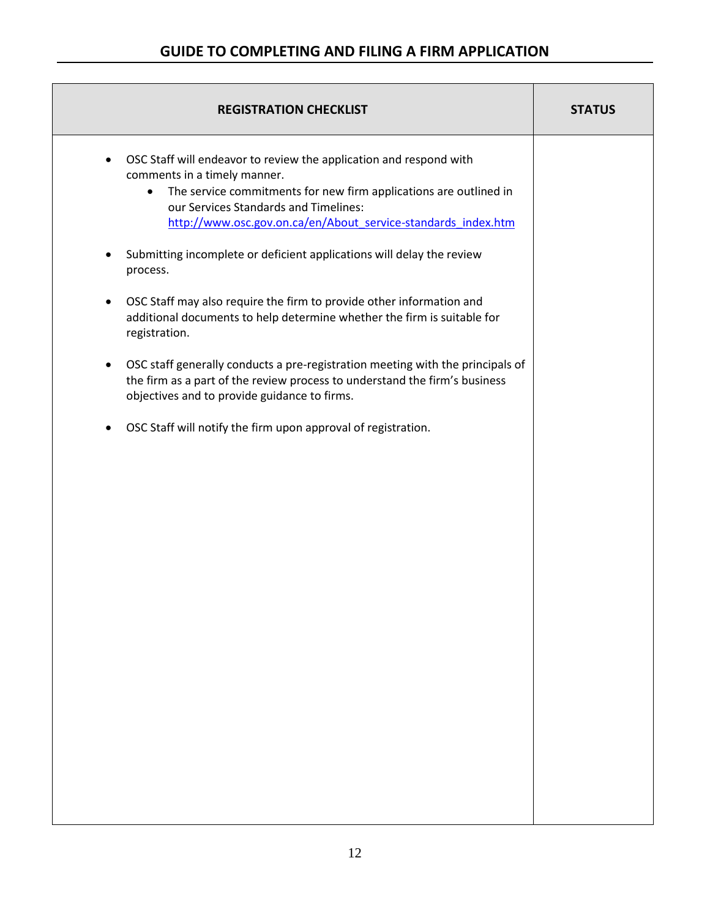| REGISTRATION CHECKLIST | STATUS |
| --- | --- |
| • OSC Staff will endeavor to review the application and respond with comments in a timely manner.<br>  ◦ The service commitments for new firm applications are outlined in our Services Standards and Timelines: [http://www.osc.gov.on.ca/en/About_service-standards_index.htm](http://www.osc.gov.on.ca/en/About_service-standards_index.htm)<br><br>• Submitting incomplete or deficient applications will delay the review process.<br><br>• OSC Staff may also require the firm to provide other information and additional documents to help determine whether the firm is suitable for registration.<br><br>• OSC staff generally conducts a pre-registration meeting with the principals of the firm as a part of the review process to understand the firm's business objectives and to provide guidance to firms.<br><br>• OSC Staff will notify the firm upon approval of registration. | |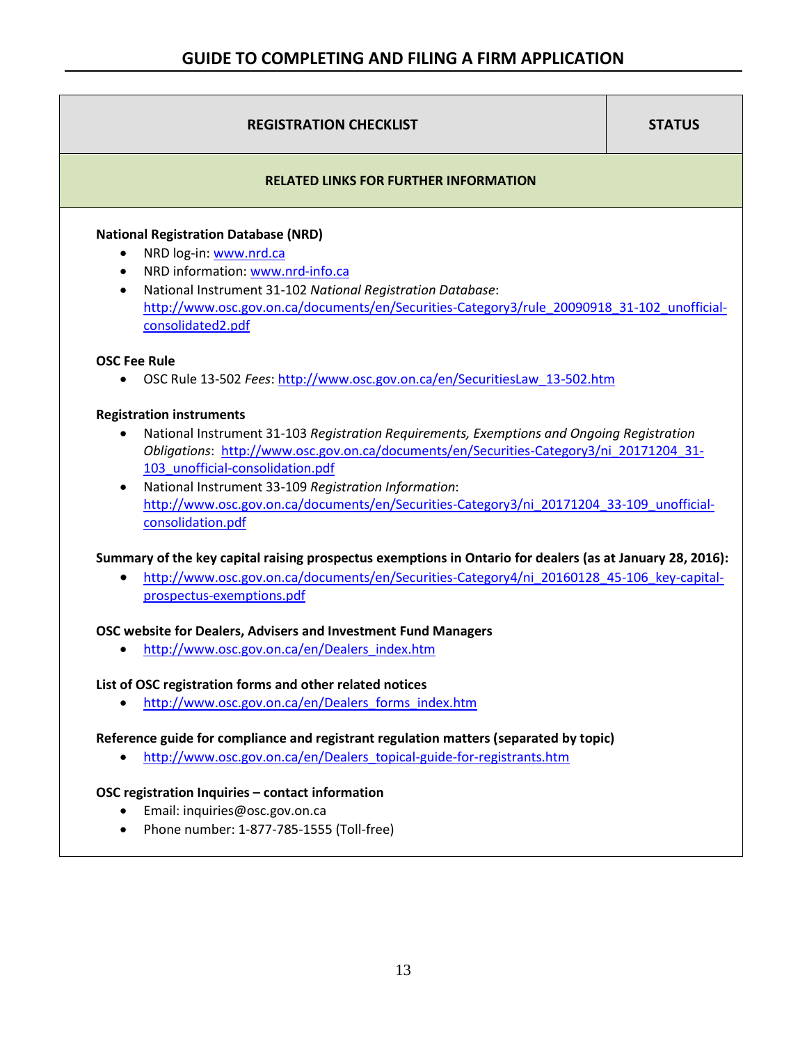## GUIDE TO COMPLETING AND FILING A FIRM APPLICATION

| REGISTRATION CHECKLIST | STATUS |
| --- | --- |

**RELATED LINKS FOR FURTHER INFORMATION**

**National Registration Database (NRD)**

- NRD log-in: www.nrd.ca
- NRD information: www.nrd-info.ca
- National Instrument 31-102 *National Registration Database*: http://www.osc.gov.on.ca/documents/en/Securities-Category3/rule_20090918_31-102_unofficial-consolidated2.pdf

**OSC Fee Rule**

- OSC Rule 13-502 *Fees*: http://www.osc.gov.on.ca/en/SecuritiesLaw_13-502.htm

**Registration instruments**

- National Instrument 31-103 *Registration Requirements, Exemptions and Ongoing Registration Obligations*: http://www.osc.gov.on.ca/documents/en/Securities-Category3/ni_20171204_31-103_unofficial-consolidation.pdf
- National Instrument 33-109 *Registration Information*: http://www.osc.gov.on.ca/documents/en/Securities-Category3/ni_20171204_33-109_unofficial-consolidation.pdf

**Summary of the key capital raising prospectus exemptions in Ontario for dealers (as at January 28, 2016):**

- http://www.osc.gov.on.ca/documents/en/Securities-Category4/ni_20160128_45-106_key-capital-prospectus-exemptions.pdf

**OSC website for Dealers, Advisers and Investment Fund Managers**

- http://www.osc.gov.on.ca/en/Dealers_index.htm

**List of OSC registration forms and other related notices**

- http://www.osc.gov.on.ca/en/Dealers_forms_index.htm

**Reference guide for compliance and registrant regulation matters (separated by topic)**

- http://www.osc.gov.on.ca/en/Dealers_topical-guide-for-registrants.htm

**OSC registration Inquiries – contact information**

- Email: inquiries@osc.gov.on.ca
- Phone number: 1-877-785-1555 (Toll-free)